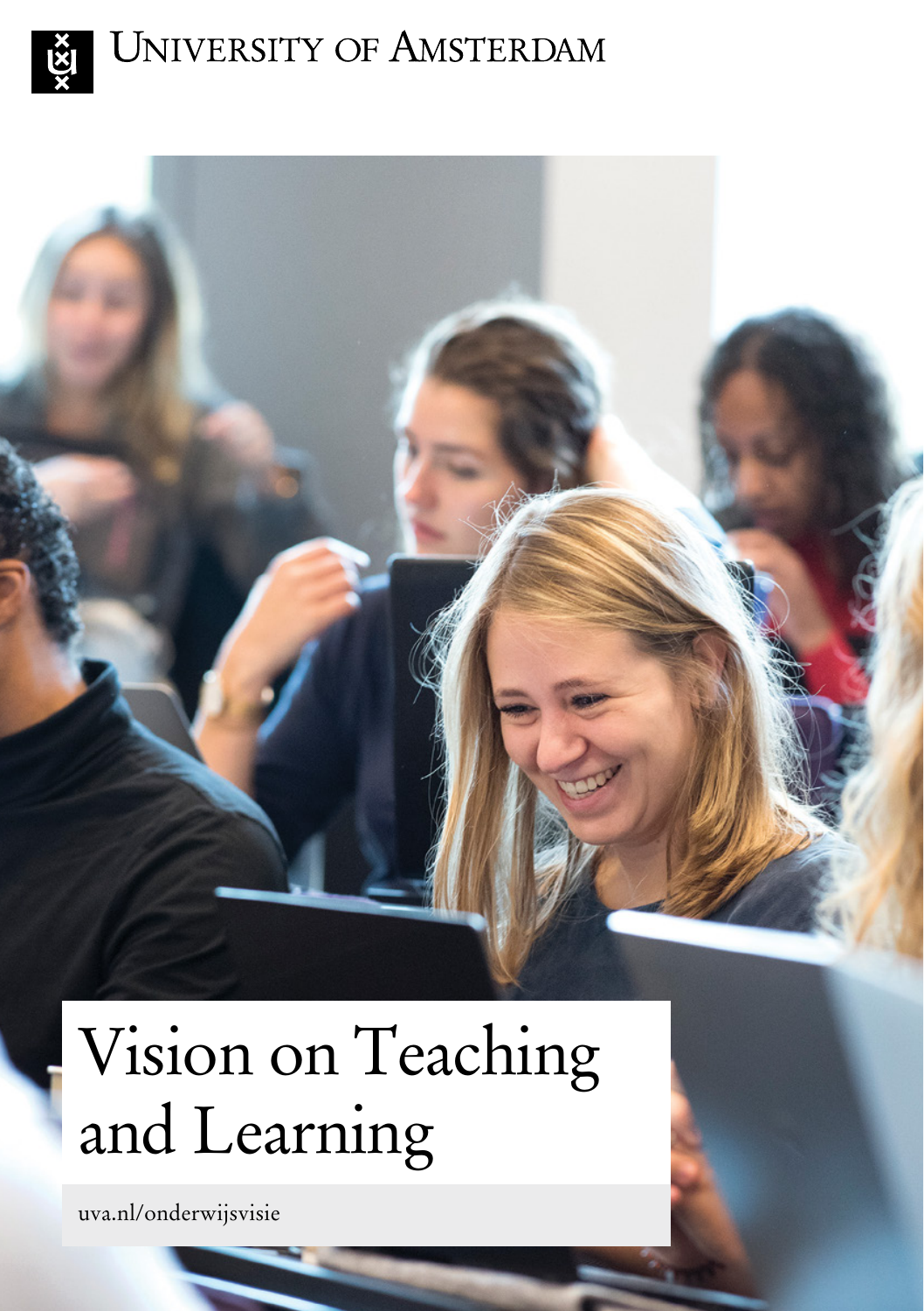University of Amsterdam

# Vision on Teaching and Learning

uva.nl/onderwijsvisie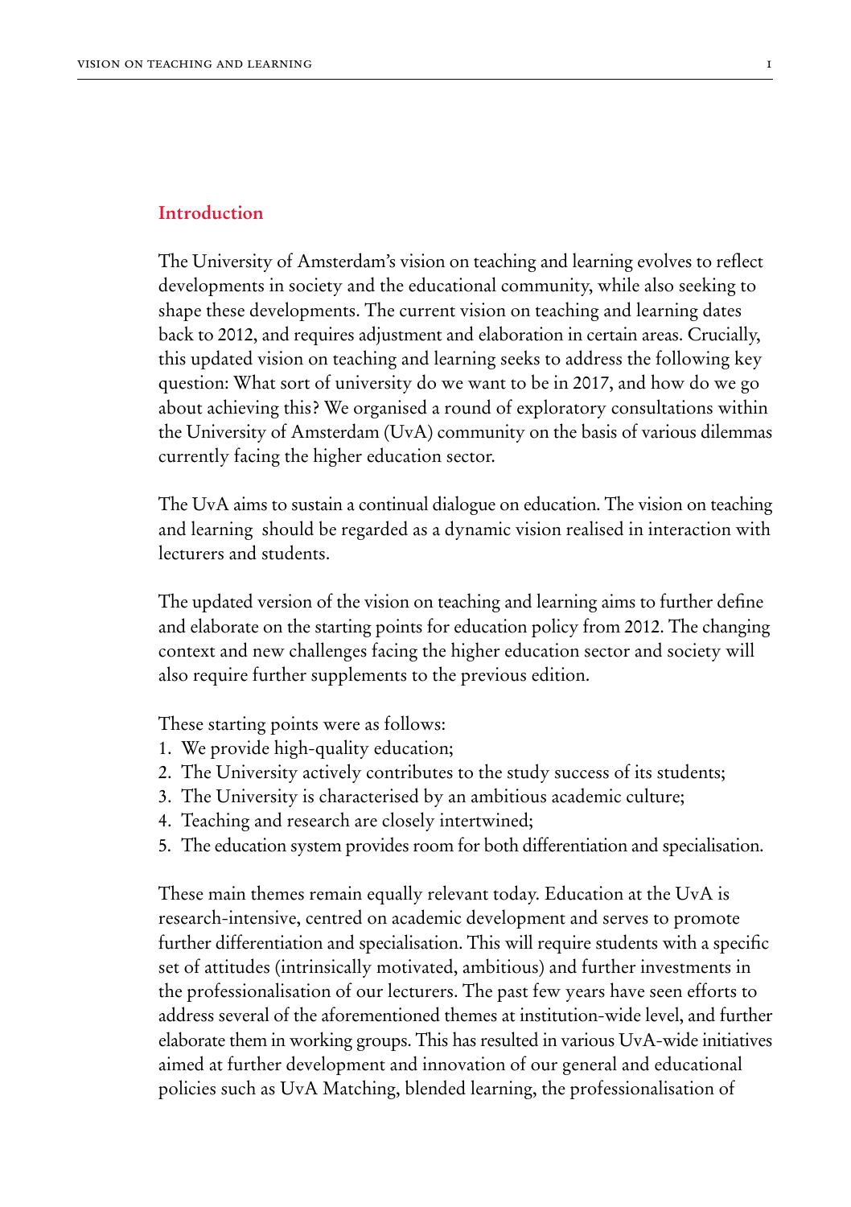## Introduction

The University of Amsterdam's vision on teaching and learning evolves to reflect developments in society and the educational community, while also seeking to shape these developments. The current vision on teaching and learning dates back to 2012, and requires adjustment and elaboration in certain areas. Crucially, this updated vision on teaching and learning seeks to address the following key question: What sort of university do we want to be in 2017, and how do we go about achieving this? We organised a round of exploratory consultations within the University of Amsterdam (UvA) community on the basis of various dilemmas currently facing the higher education sector.

The UvA aims to sustain a continual dialogue on education. The vision on teaching and learning should be regarded as a dynamic vision realised in interaction with lecturers and students.

The updated version of the vision on teaching and learning aims to further define and elaborate on the starting points for education policy from 2012. The changing context and new challenges facing the higher education sector and society will also require further supplements to the previous edition.

These starting points were as follows:

1. We provide high-quality education;
2. The University actively contributes to the study success of its students;
3. The University is characterised by an ambitious academic culture;
4. Teaching and research are closely intertwined;
5. The education system provides room for both differentiation and specialisation.

These main themes remain equally relevant today. Education at the UvA is research-intensive, centred on academic development and serves to promote further differentiation and specialisation. This will require students with a specific set of attitudes (intrinsically motivated, ambitious) and further investments in the professionalisation of our lecturers. The past few years have seen efforts to address several of the aforementioned themes at institution-wide level, and further elaborate them in working groups. This has resulted in various UvA-wide initiatives aimed at further development and innovation of our general and educational policies such as UvA Matching, blended learning, the professionalisation of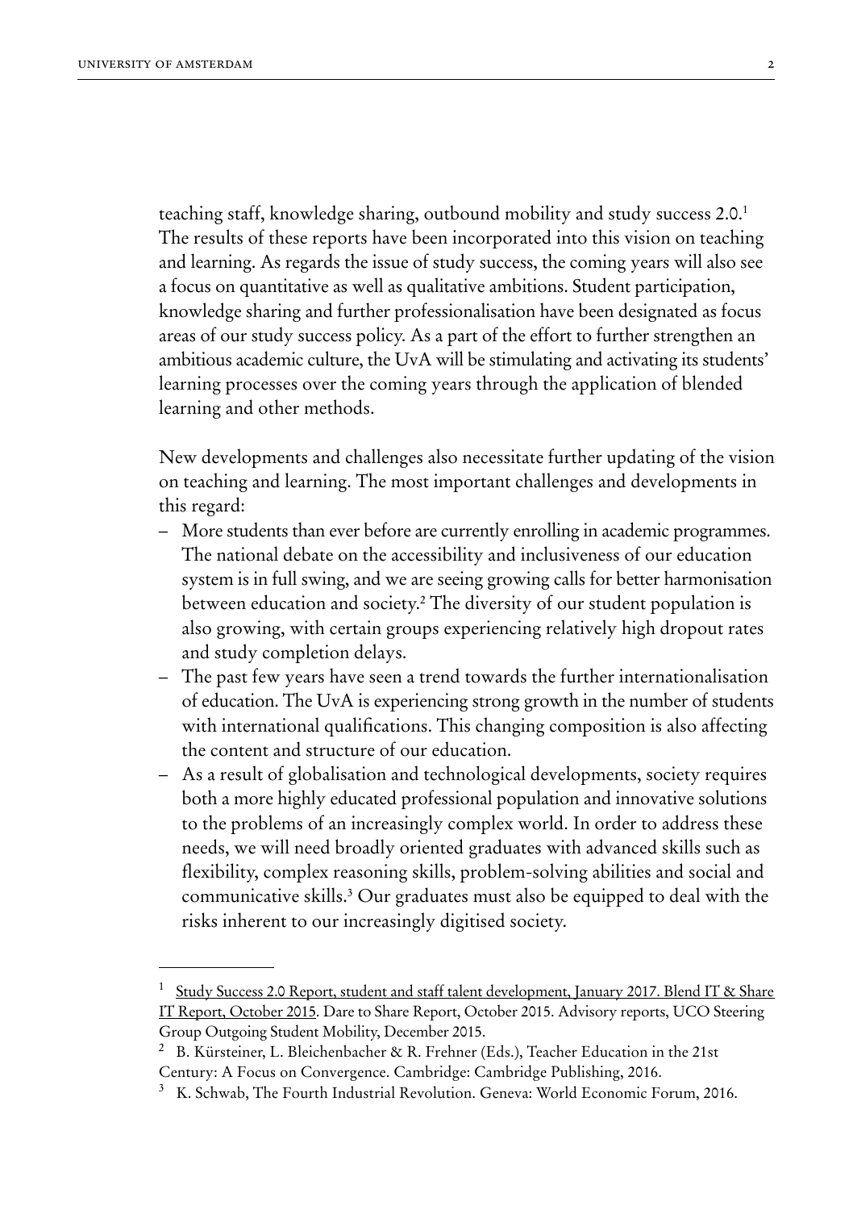teaching staff, knowledge sharing, outbound mobility and study success 2.0.[1] The results of these reports have been incorporated into this vision on teaching and learning. As regards the issue of study success, the coming years will also see a focus on quantitative as well as qualitative ambitions. Student participation, knowledge sharing and further professionalisation have been designated as focus areas of our study success policy. As a part of the effort to further strengthen an ambitious academic culture, the UvA will be stimulating and activating its students' learning processes over the coming years through the application of blended learning and other methods.

New developments and challenges also necessitate further updating of the vision on teaching and learning. The most important challenges and developments in this regard:

- More students than ever before are currently enrolling in academic programmes. The national debate on the accessibility and inclusiveness of our education system is in full swing, and we are seeing growing calls for better harmonisation between education and society.[2] The diversity of our student population is also growing, with certain groups experiencing relatively high dropout rates and study completion delays.
- The past few years have seen a trend towards the further internationalisation of education. The UvA is experiencing strong growth in the number of students with international qualifications. This changing composition is also affecting the content and structure of our education.
- As a result of globalisation and technological developments, society requires both a more highly educated professional population and innovative solutions to the problems of an increasingly complex world. In order to address these needs, we will need broadly oriented graduates with advanced skills such as flexibility, complex reasoning skills, problem-solving abilities and social and communicative skills.[3] Our graduates must also be equipped to deal with the risks inherent to our increasingly digitised society.

---

[1] Study Success 2.0 Report, student and staff talent development, January 2017. Blend IT & Share IT Report, October 2015. Dare to Share Report, October 2015. Advisory reports, UCO Steering Group Outgoing Student Mobility, December 2015.

[2] B. Kürsteiner, L. Bleichenbacher & R. Frehner (Eds.), Teacher Education in the 21st Century: A Focus on Convergence. Cambridge: Cambridge Publishing, 2016.

[3] K. Schwab, The Fourth Industrial Revolution. Geneva: World Economic Forum, 2016.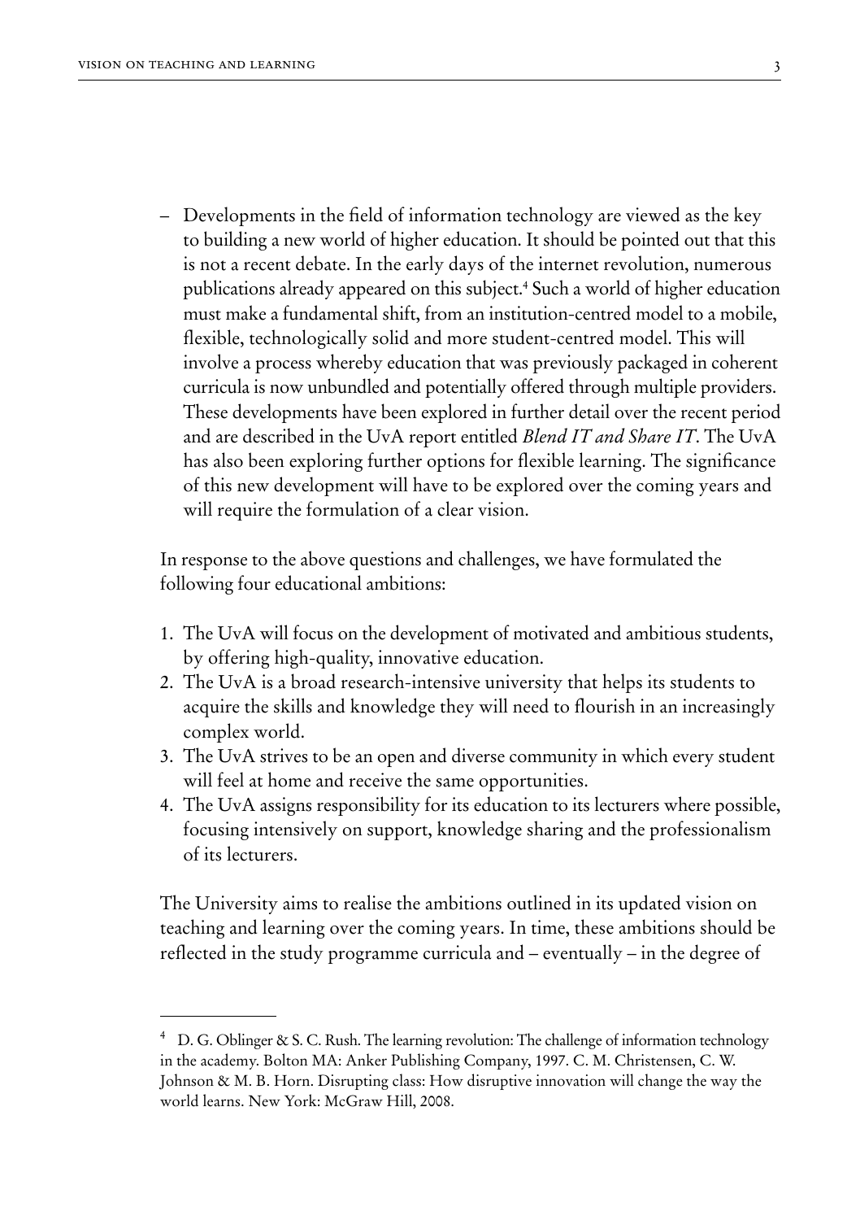- Developments in the field of information technology are viewed as the key to building a new world of higher education. It should be pointed out that this is not a recent debate. In the early days of the internet revolution, numerous publications already appeared on this subject.[4] Such a world of higher education must make a fundamental shift, from an institution-centred model to a mobile, flexible, technologically solid and more student-centred model. This will involve a process whereby education that was previously packaged in coherent curricula is now unbundled and potentially offered through multiple providers. These developments have been explored in further detail over the recent period and are described in the UvA report entitled *Blend IT and Share IT*. The UvA has also been exploring further options for flexible learning. The significance of this new development will have to be explored over the coming years and will require the formulation of a clear vision.

In response to the above questions and challenges, we have formulated the following four educational ambitions:

1. The UvA will focus on the development of motivated and ambitious students, by offering high-quality, innovative education.
2. The UvA is a broad research-intensive university that helps its students to acquire the skills and knowledge they will need to flourish in an increasingly complex world.
3. The UvA strives to be an open and diverse community in which every student will feel at home and receive the same opportunities.
4. The UvA assigns responsibility for its education to its lecturers where possible, focusing intensively on support, knowledge sharing and the professionalism of its lecturers.

The University aims to realise the ambitions outlined in its updated vision on teaching and learning over the coming years. In time, these ambitions should be reflected in the study programme curricula and – eventually – in the degree of

---

[4] D. G. Oblinger & S. C. Rush. The learning revolution: The challenge of information technology in the academy. Bolton MA: Anker Publishing Company, 1997. C. M. Christensen, C. W. Johnson & M. B. Horn. Disrupting class: How disruptive innovation will change the way the world learns. New York: McGraw Hill, 2008.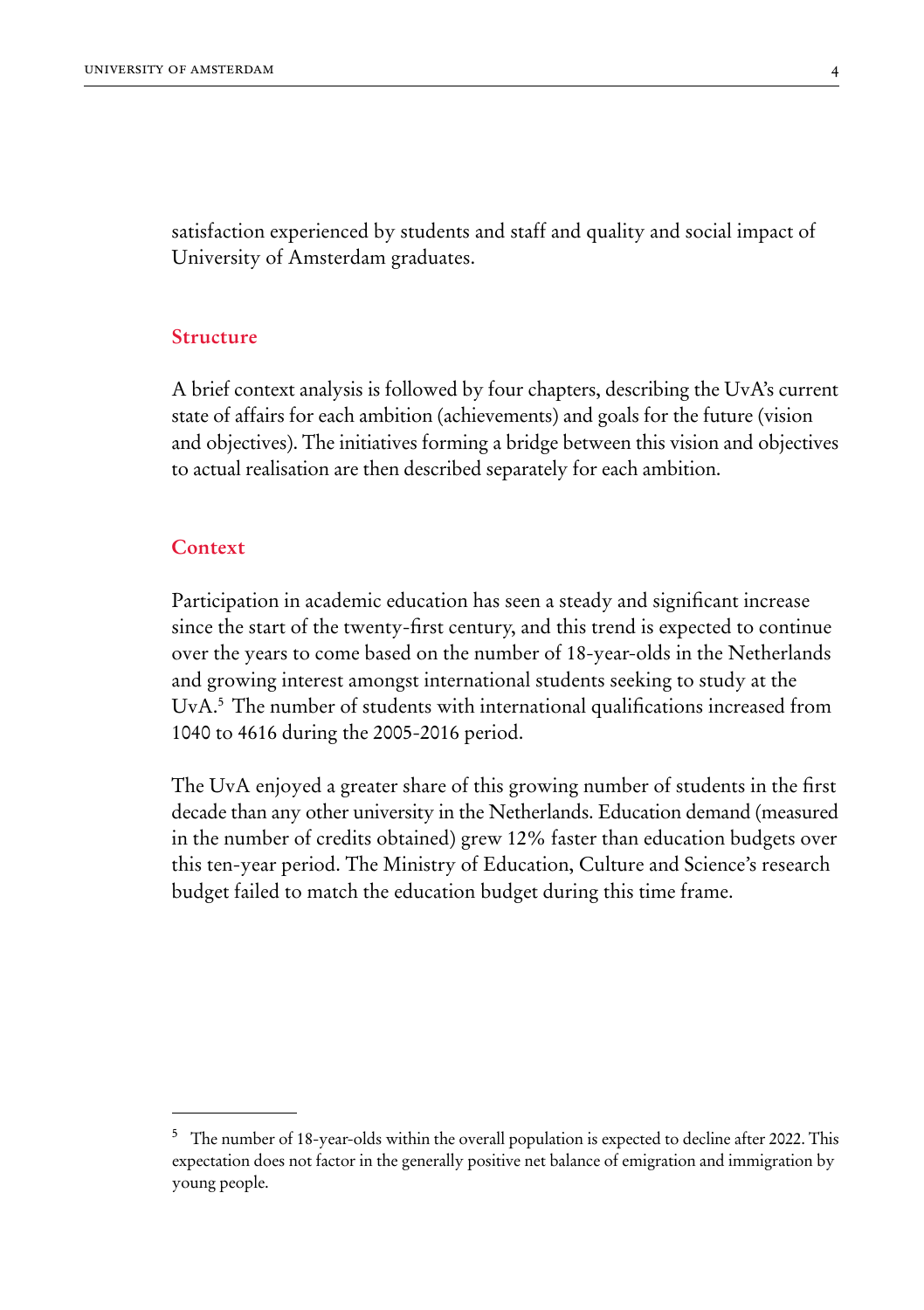satisfaction experienced by students and staff and quality and social impact of University of Amsterdam graduates.

## Structure

A brief context analysis is followed by four chapters, describing the UvA's current state of affairs for each ambition (achievements) and goals for the future (vision and objectives). The initiatives forming a bridge between this vision and objectives to actual realisation are then described separately for each ambition.

## Context

Participation in academic education has seen a steady and significant increase since the start of the twenty-first century, and this trend is expected to continue over the years to come based on the number of 18-year-olds in the Netherlands and growing interest amongst international students seeking to study at the UvA.[5] The number of students with international qualifications increased from 1040 to 4616 during the 2005-2016 period.

The UvA enjoyed a greater share of this growing number of students in the first decade than any other university in the Netherlands. Education demand (measured in the number of credits obtained) grew 12% faster than education budgets over this ten-year period. The Ministry of Education, Culture and Science's research budget failed to match the education budget during this time frame.

---

[5] The number of 18-year-olds within the overall population is expected to decline after 2022. This expectation does not factor in the generally positive net balance of emigration and immigration by young people.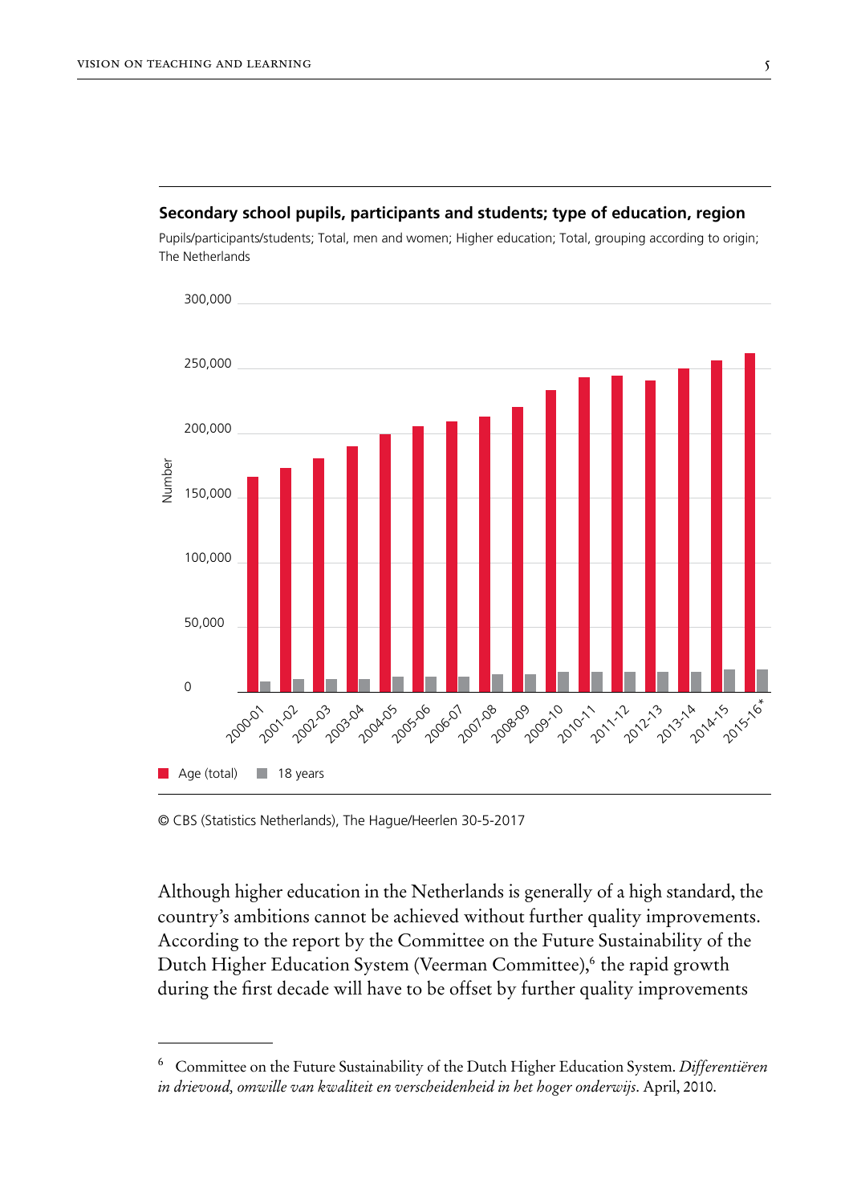**Secondary school pupils, participants and students; type of education, region**

Pupils/participants/students; Total, men and women; Higher education; Total, grouping according to origin; The Netherlands

© CBS (Statistics Netherlands), The Hague/Heerlen 30-5-2017

Although higher education in the Netherlands is generally of a high standard, the country's ambitions cannot be achieved without further quality improvements. According to the report by the Committee on the Future Sustainability of the Dutch Higher Education System (Veerman Committee),[6] the rapid growth during the first decade will have to be offset by further quality improvements

---

[6] Committee on the Future Sustainability of the Dutch Higher Education System. *Differentiëren in drievoud, omwille van kwaliteit en verscheidenheid in het hoger onderwijs*. April, 2010.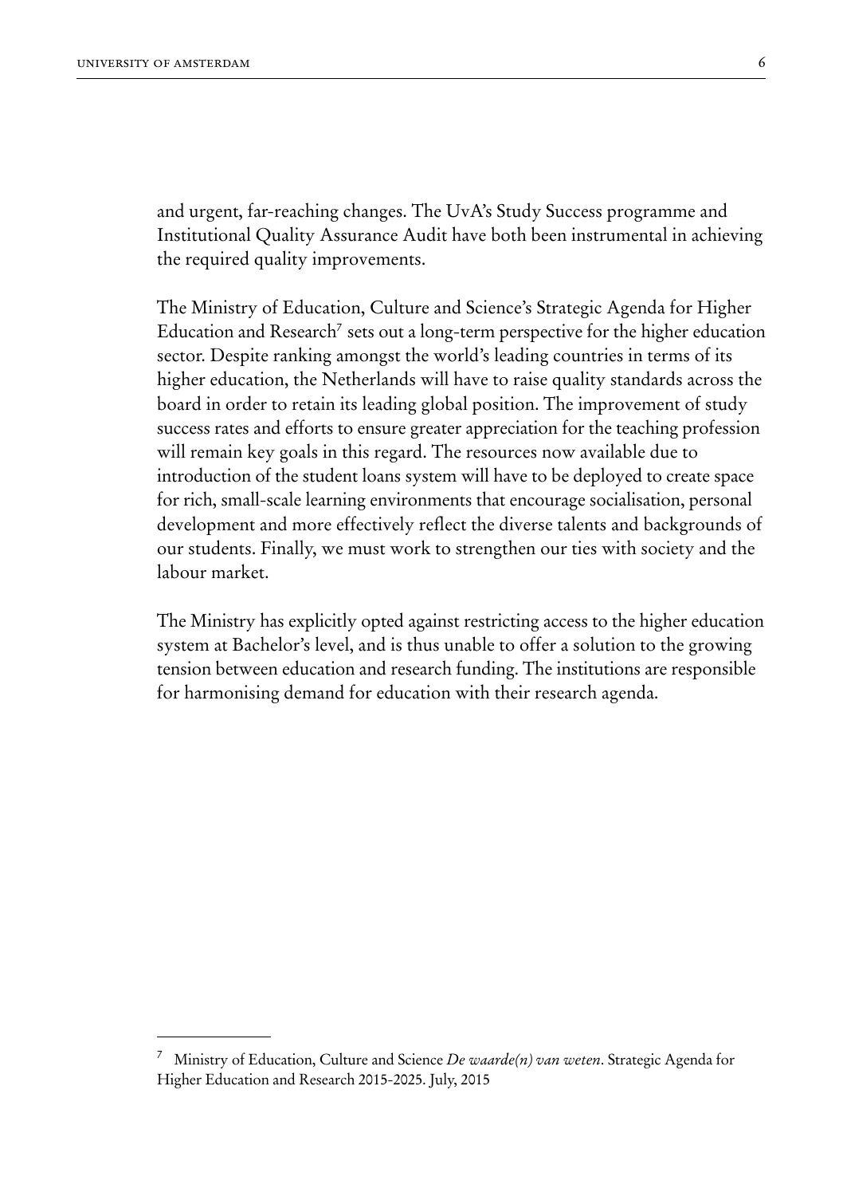and urgent, far-reaching changes. The UvA's Study Success programme and Institutional Quality Assurance Audit have both been instrumental in achieving the required quality improvements.

The Ministry of Education, Culture and Science's Strategic Agenda for Higher Education and Research[7] sets out a long-term perspective for the higher education sector. Despite ranking amongst the world's leading countries in terms of its higher education, the Netherlands will have to raise quality standards across the board in order to retain its leading global position. The improvement of study success rates and efforts to ensure greater appreciation for the teaching profession will remain key goals in this regard. The resources now available due to introduction of the student loans system will have to be deployed to create space for rich, small-scale learning environments that encourage socialisation, personal development and more effectively reflect the diverse talents and backgrounds of our students. Finally, we must work to strengthen our ties with society and the labour market.

The Ministry has explicitly opted against restricting access to the higher education system at Bachelor's level, and is thus unable to offer a solution to the growing tension between education and research funding. The institutions are responsible for harmonising demand for education with their research agenda.

---

[7] Ministry of Education, Culture and Science *De waarde(n) van weten*. Strategic Agenda for Higher Education and Research 2015-2025. July, 2015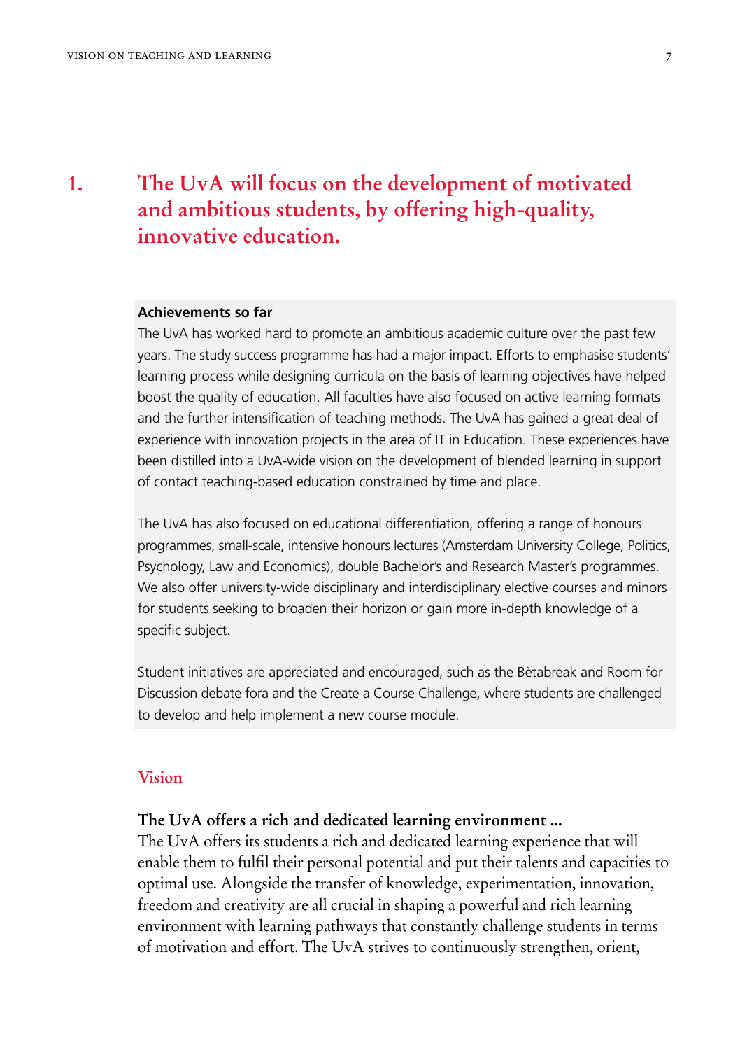# 1. The UvA will focus on the development of motivated and ambitious students, by offering high-quality, innovative education.

**Achievements so far**

The UvA has worked hard to promote an ambitious academic culture over the past few years. The study success programme has had a major impact. Efforts to emphasise students' learning process while designing curricula on the basis of learning objectives have helped boost the quality of education. All faculties have also focused on active learning formats and the further intensification of teaching methods. The UvA has gained a great deal of experience with innovation projects in the area of IT in Education. These experiences have been distilled into a UvA-wide vision on the development of blended learning in support of contact teaching-based education constrained by time and place.

The UvA has also focused on educational differentiation, offering a range of honours programmes, small-scale, intensive honours lectures (Amsterdam University College, Politics, Psychology, Law and Economics), double Bachelor's and Research Master's programmes. We also offer university-wide disciplinary and interdisciplinary elective courses and minors for students seeking to broaden their horizon or gain more in-depth knowledge of a specific subject.

Student initiatives are appreciated and encouraged, such as the Bètabreak and Room for Discussion debate fora and the Create a Course Challenge, where students are challenged to develop and help implement a new course module.

## Vision

**The UvA offers a rich and dedicated learning environment ...**

The UvA offers its students a rich and dedicated learning experience that will enable them to fulfil their personal potential and put their talents and capacities to optimal use. Alongside the transfer of knowledge, experimentation, innovation, freedom and creativity are all crucial in shaping a powerful and rich learning environment with learning pathways that constantly challenge students in terms of motivation and effort. The UvA strives to continuously strengthen, orient,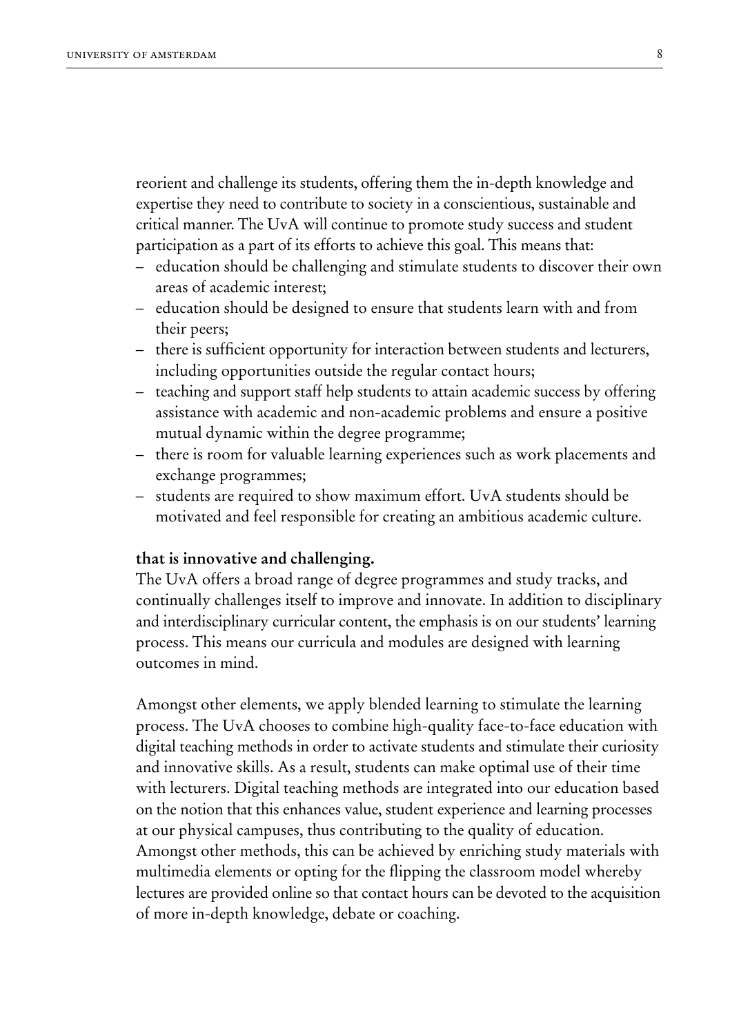reorient and challenge its students, offering them the in-depth knowledge and expertise they need to contribute to society in a conscientious, sustainable and critical manner. The UvA will continue to promote study success and student participation as a part of its efforts to achieve this goal. This means that:

- education should be challenging and stimulate students to discover their own areas of academic interest;
- education should be designed to ensure that students learn with and from their peers;
- there is sufficient opportunity for interaction between students and lecturers, including opportunities outside the regular contact hours;
- teaching and support staff help students to attain academic success by offering assistance with academic and non-academic problems and ensure a positive mutual dynamic within the degree programme;
- there is room for valuable learning experiences such as work placements and exchange programmes;
- students are required to show maximum effort. UvA students should be motivated and feel responsible for creating an ambitious academic culture.

**that is innovative and challenging.**

The UvA offers a broad range of degree programmes and study tracks, and continually challenges itself to improve and innovate. In addition to disciplinary and interdisciplinary curricular content, the emphasis is on our students' learning process. This means our curricula and modules are designed with learning outcomes in mind.

Amongst other elements, we apply blended learning to stimulate the learning process. The UvA chooses to combine high-quality face-to-face education with digital teaching methods in order to activate students and stimulate their curiosity and innovative skills. As a result, students can make optimal use of their time with lecturers. Digital teaching methods are integrated into our education based on the notion that this enhances value, student experience and learning processes at our physical campuses, thus contributing to the quality of education. Amongst other methods, this can be achieved by enriching study materials with multimedia elements or opting for the flipping the classroom model whereby lectures are provided online so that contact hours can be devoted to the acquisition of more in-depth knowledge, debate or coaching.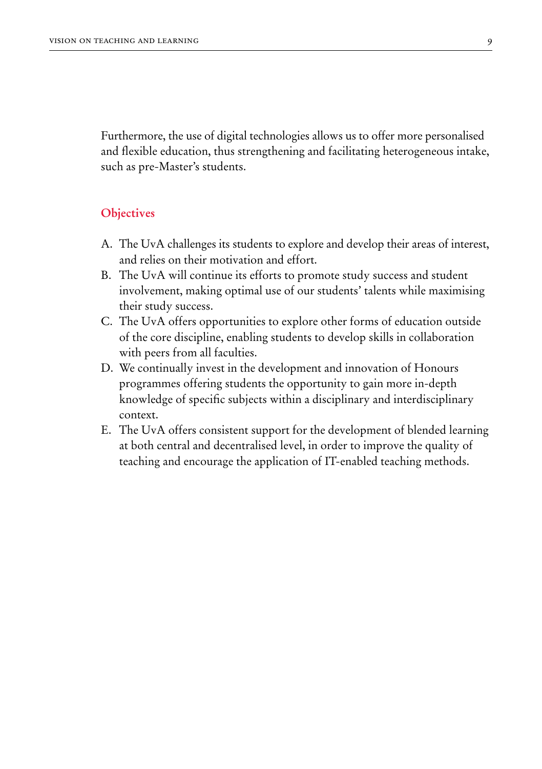Furthermore, the use of digital technologies allows us to offer more personalised and flexible education, thus strengthening and facilitating heterogeneous intake, such as pre-Master's students.

## Objectives

A. The UvA challenges its students to explore and develop their areas of interest, and relies on their motivation and effort.
B. The UvA will continue its efforts to promote study success and student involvement, making optimal use of our students' talents while maximising their study success.
C. The UvA offers opportunities to explore other forms of education outside of the core discipline, enabling students to develop skills in collaboration with peers from all faculties.
D. We continually invest in the development and innovation of Honours programmes offering students the opportunity to gain more in-depth knowledge of specific subjects within a disciplinary and interdisciplinary context.
E. The UvA offers consistent support for the development of blended learning at both central and decentralised level, in order to improve the quality of teaching and encourage the application of IT-enabled teaching methods.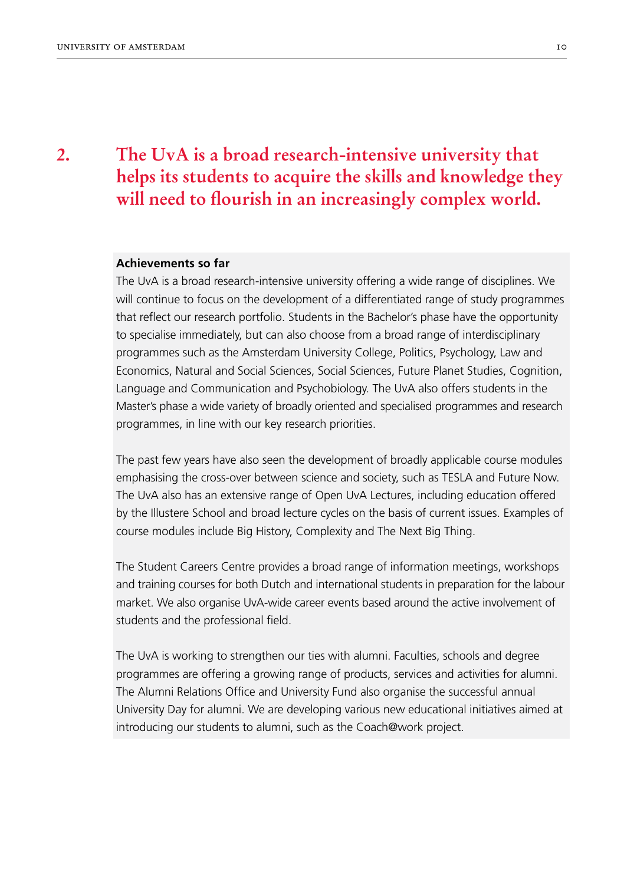## 2. The UvA is a broad research-intensive university that helps its students to acquire the skills and knowledge they will need to flourish in an increasingly complex world.

**Achievements so far**

The UvA is a broad research-intensive university offering a wide range of disciplines. We will continue to focus on the development of a differentiated range of study programmes that reflect our research portfolio. Students in the Bachelor's phase have the opportunity to specialise immediately, but can also choose from a broad range of interdisciplinary programmes such as the Amsterdam University College, Politics, Psychology, Law and Economics, Natural and Social Sciences, Social Sciences, Future Planet Studies, Cognition, Language and Communication and Psychobiology. The UvA also offers students in the Master's phase a wide variety of broadly oriented and specialised programmes and research programmes, in line with our key research priorities.

The past few years have also seen the development of broadly applicable course modules emphasising the cross-over between science and society, such as TESLA and Future Now. The UvA also has an extensive range of Open UvA Lectures, including education offered by the Illustere School and broad lecture cycles on the basis of current issues. Examples of course modules include Big History, Complexity and The Next Big Thing.

The Student Careers Centre provides a broad range of information meetings, workshops and training courses for both Dutch and international students in preparation for the labour market. We also organise UvA-wide career events based around the active involvement of students and the professional field.

The UvA is working to strengthen our ties with alumni. Faculties, schools and degree programmes are offering a growing range of products, services and activities for alumni. The Alumni Relations Office and University Fund also organise the successful annual University Day for alumni. We are developing various new educational initiatives aimed at introducing our students to alumni, such as the Coach@work project.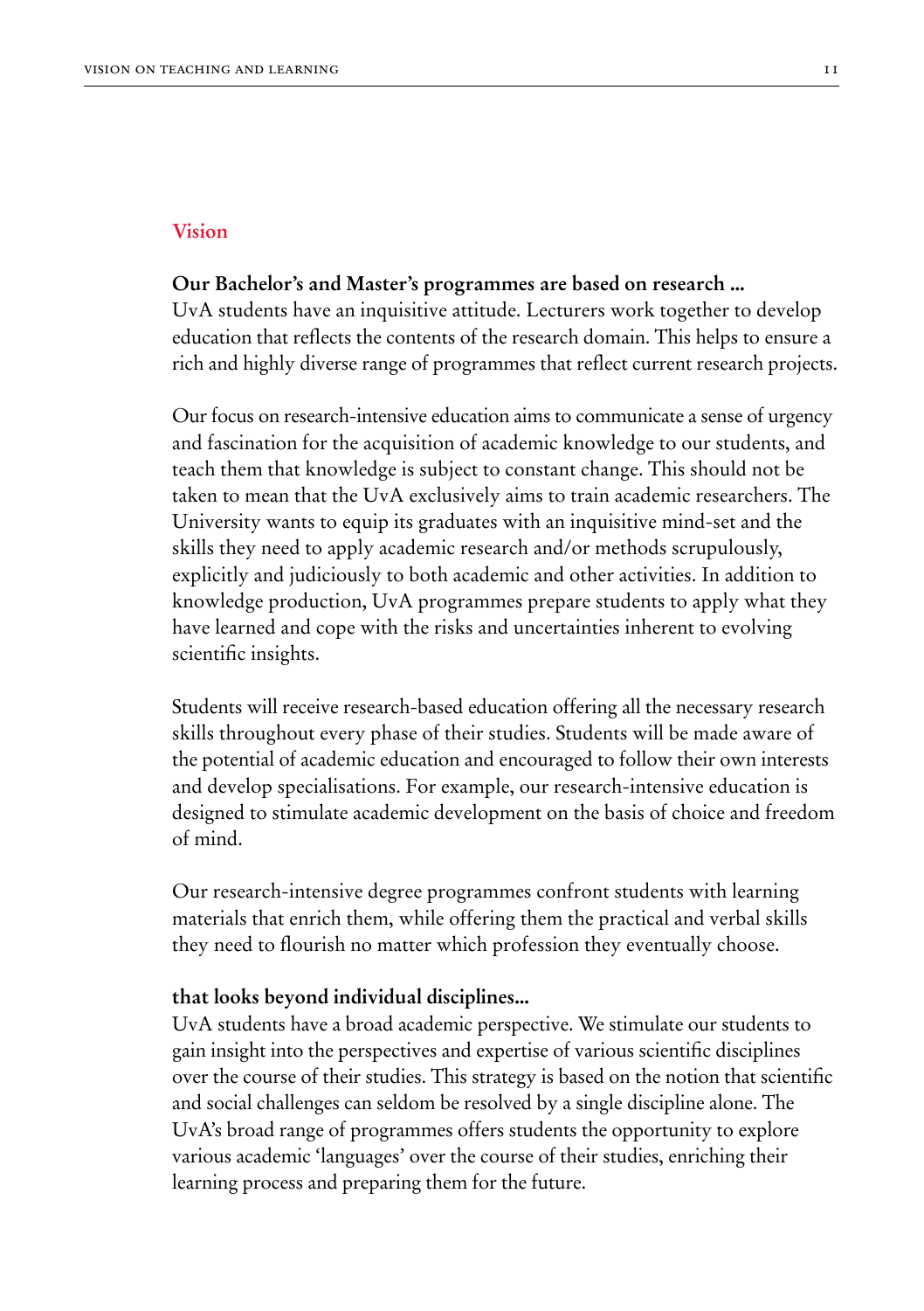## Vision

**Our Bachelor's and Master's programmes are based on research ...**
UvA students have an inquisitive attitude. Lecturers work together to develop education that reflects the contents of the research domain. This helps to ensure a rich and highly diverse range of programmes that reflect current research projects.

Our focus on research-intensive education aims to communicate a sense of urgency and fascination for the acquisition of academic knowledge to our students, and teach them that knowledge is subject to constant change. This should not be taken to mean that the UvA exclusively aims to train academic researchers. The University wants to equip its graduates with an inquisitive mind-set and the skills they need to apply academic research and/or methods scrupulously, explicitly and judiciously to both academic and other activities. In addition to knowledge production, UvA programmes prepare students to apply what they have learned and cope with the risks and uncertainties inherent to evolving scientific insights.

Students will receive research-based education offering all the necessary research skills throughout every phase of their studies. Students will be made aware of the potential of academic education and encouraged to follow their own interests and develop specialisations. For example, our research-intensive education is designed to stimulate academic development on the basis of choice and freedom of mind.

Our research-intensive degree programmes confront students with learning materials that enrich them, while offering them the practical and verbal skills they need to flourish no matter which profession they eventually choose.

**that looks beyond individual disciplines...**
UvA students have a broad academic perspective. We stimulate our students to gain insight into the perspectives and expertise of various scientific disciplines over the course of their studies. This strategy is based on the notion that scientific and social challenges can seldom be resolved by a single discipline alone. The UvA's broad range of programmes offers students the opportunity to explore various academic 'languages' over the course of their studies, enriching their learning process and preparing them for the future.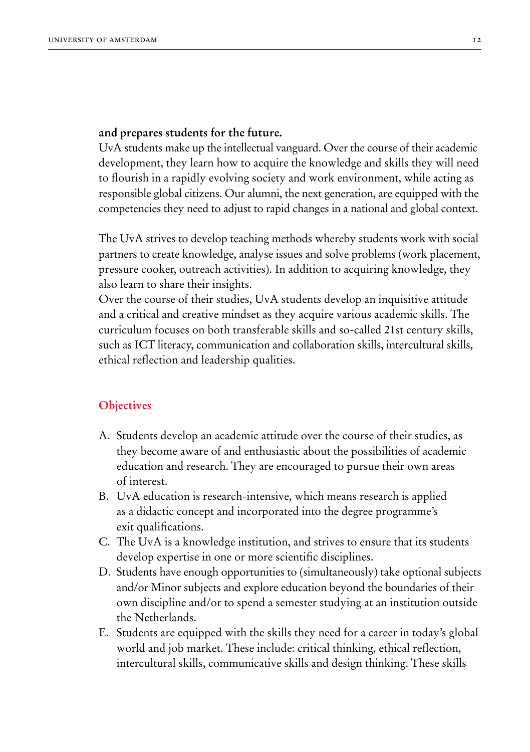**and prepares students for the future.**
UvA students make up the intellectual vanguard. Over the course of their academic development, they learn how to acquire the knowledge and skills they will need to flourish in a rapidly evolving society and work environment, while acting as responsible global citizens. Our alumni, the next generation, are equipped with the competencies they need to adjust to rapid changes in a national and global context.

The UvA strives to develop teaching methods whereby students work with social partners to create knowledge, analyse issues and solve problems (work placement, pressure cooker, outreach activities). In addition to acquiring knowledge, they also learn to share their insights.
Over the course of their studies, UvA students develop an inquisitive attitude and a critical and creative mindset as they acquire various academic skills. The curriculum focuses on both transferable skills and so-called 21st century skills, such as ICT literacy, communication and collaboration skills, intercultural skills, ethical reflection and leadership qualities.

## Objectives

A. Students develop an academic attitude over the course of their studies, as they become aware of and enthusiastic about the possibilities of academic education and research. They are encouraged to pursue their own areas of interest.
B. UvA education is research-intensive, which means research is applied as a didactic concept and incorporated into the degree programme's exit qualifications.
C. The UvA is a knowledge institution, and strives to ensure that its students develop expertise in one or more scientific disciplines.
D. Students have enough opportunities to (simultaneously) take optional subjects and/or Minor subjects and explore education beyond the boundaries of their own discipline and/or to spend a semester studying at an institution outside the Netherlands.
E. Students are equipped with the skills they need for a career in today's global world and job market. These include: critical thinking, ethical reflection, intercultural skills, communicative skills and design thinking. These skills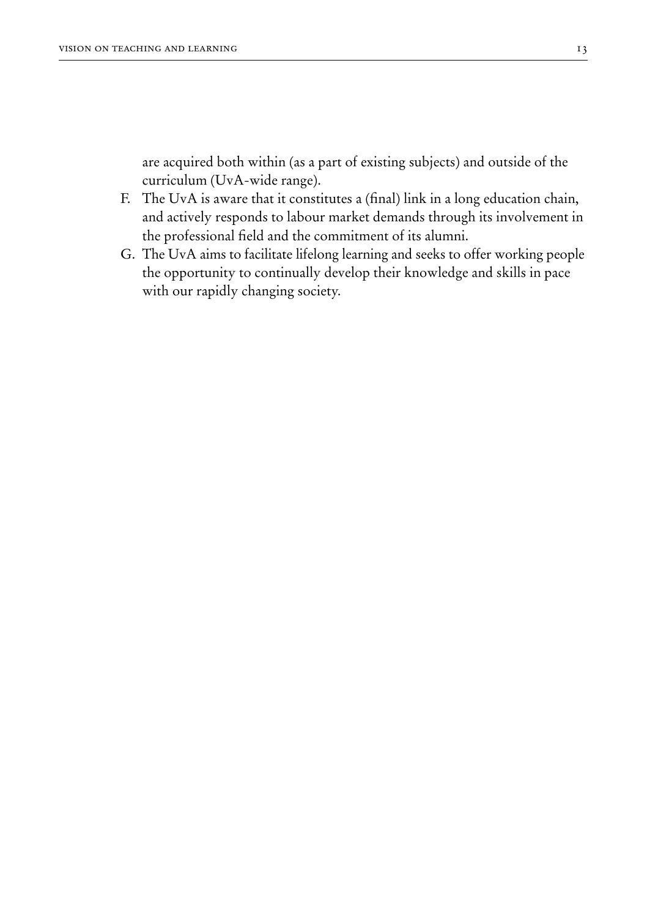are acquired both within (as a part of existing subjects) and outside of the curriculum (UvA-wide range).

F. The UvA is aware that it constitutes a (final) link in a long education chain, and actively responds to labour market demands through its involvement in the professional field and the commitment of its alumni.

G. The UvA aims to facilitate lifelong learning and seeks to offer working people the opportunity to continually develop their knowledge and skills in pace with our rapidly changing society.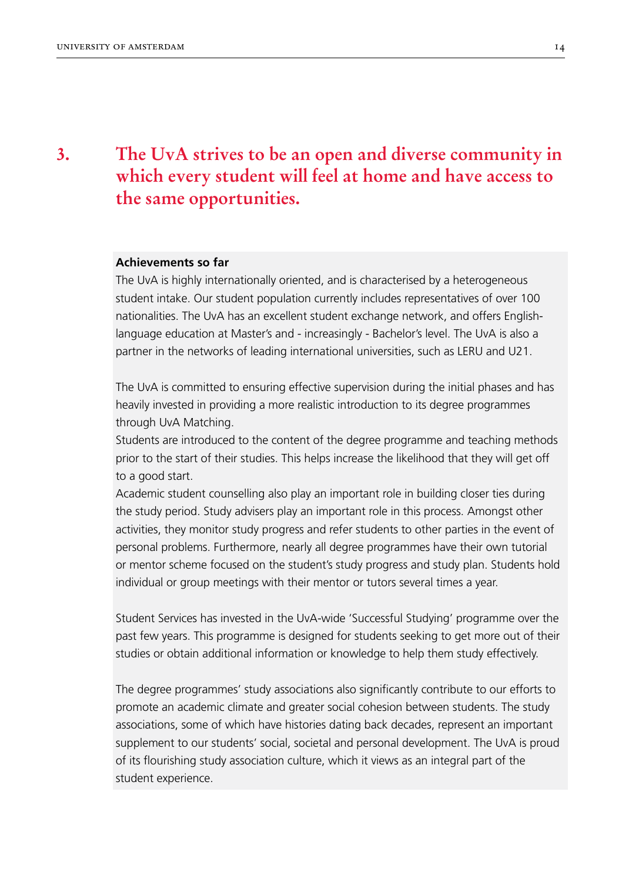## 3. The UvA strives to be an open and diverse community in which every student will feel at home and have access to the same opportunities.

**Achievements so far**

The UvA is highly internationally oriented, and is characterised by a heterogeneous student intake. Our student population currently includes representatives of over 100 nationalities. The UvA has an excellent student exchange network, and offers English-language education at Master's and - increasingly - Bachelor's level. The UvA is also a partner in the networks of leading international universities, such as LERU and U21.

The UvA is committed to ensuring effective supervision during the initial phases and has heavily invested in providing a more realistic introduction to its degree programmes through UvA Matching.
Students are introduced to the content of the degree programme and teaching methods prior to the start of their studies. This helps increase the likelihood that they will get off to a good start.
Academic student counselling also play an important role in building closer ties during the study period. Study advisers play an important role in this process. Amongst other activities, they monitor study progress and refer students to other parties in the event of personal problems. Furthermore, nearly all degree programmes have their own tutorial or mentor scheme focused on the student's study progress and study plan. Students hold individual or group meetings with their mentor or tutors several times a year.

Student Services has invested in the UvA-wide 'Successful Studying' programme over the past few years. This programme is designed for students seeking to get more out of their studies or obtain additional information or knowledge to help them study effectively.

The degree programmes' study associations also significantly contribute to our efforts to promote an academic climate and greater social cohesion between students. The study associations, some of which have histories dating back decades, represent an important supplement to our students' social, societal and personal development. The UvA is proud of its flourishing study association culture, which it views as an integral part of the student experience.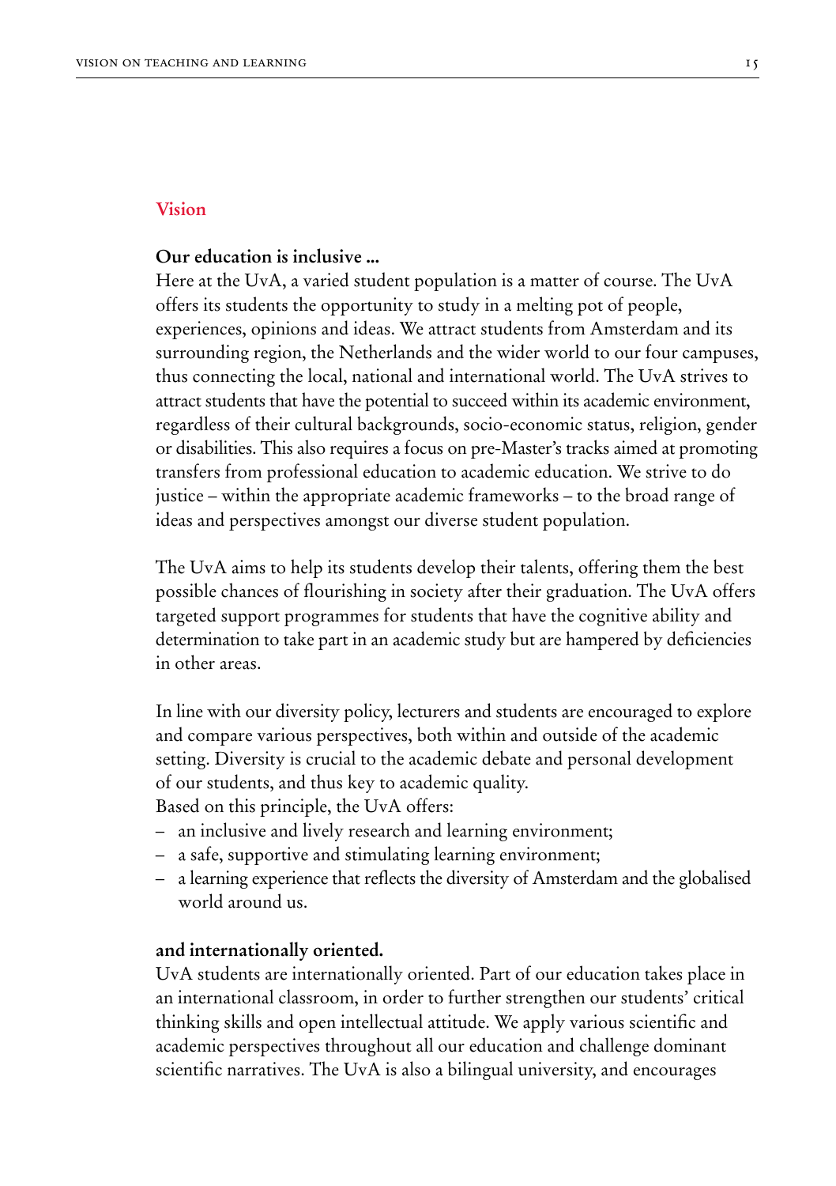## Vision

**Our education is inclusive ...**

Here at the UvA, a varied student population is a matter of course. The UvA offers its students the opportunity to study in a melting pot of people, experiences, opinions and ideas. We attract students from Amsterdam and its surrounding region, the Netherlands and the wider world to our four campuses, thus connecting the local, national and international world. The UvA strives to attract students that have the potential to succeed within its academic environment, regardless of their cultural backgrounds, socio-economic status, religion, gender or disabilities. This also requires a focus on pre-Master's tracks aimed at promoting transfers from professional education to academic education. We strive to do justice – within the appropriate academic frameworks – to the broad range of ideas and perspectives amongst our diverse student population.

The UvA aims to help its students develop their talents, offering them the best possible chances of flourishing in society after their graduation. The UvA offers targeted support programmes for students that have the cognitive ability and determination to take part in an academic study but are hampered by deficiencies in other areas.

In line with our diversity policy, lecturers and students are encouraged to explore and compare various perspectives, both within and outside of the academic setting. Diversity is crucial to the academic debate and personal development of our students, and thus key to academic quality.
Based on this principle, the UvA offers:

- an inclusive and lively research and learning environment;
- a safe, supportive and stimulating learning environment;
- a learning experience that reflects the diversity of Amsterdam and the globalised world around us.

**and internationally oriented.**

UvA students are internationally oriented. Part of our education takes place in an international classroom, in order to further strengthen our students' critical thinking skills and open intellectual attitude. We apply various scientific and academic perspectives throughout all our education and challenge dominant scientific narratives. The UvA is also a bilingual university, and encourages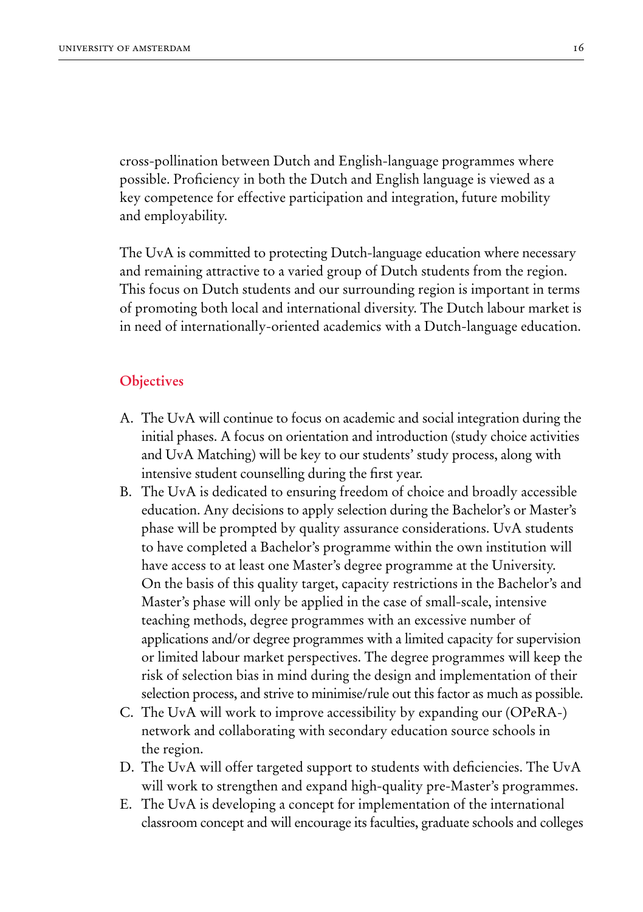cross-pollination between Dutch and English-language programmes where possible. Proficiency in both the Dutch and English language is viewed as a key competence for effective participation and integration, future mobility and employability.

The UvA is committed to protecting Dutch-language education where necessary and remaining attractive to a varied group of Dutch students from the region. This focus on Dutch students and our surrounding region is important in terms of promoting both local and international diversity. The Dutch labour market is in need of internationally-oriented academics with a Dutch-language education.

## Objectives

A. The UvA will continue to focus on academic and social integration during the initial phases. A focus on orientation and introduction (study choice activities and UvA Matching) will be key to our students' study process, along with intensive student counselling during the first year.

B. The UvA is dedicated to ensuring freedom of choice and broadly accessible education. Any decisions to apply selection during the Bachelor's or Master's phase will be prompted by quality assurance considerations. UvA students to have completed a Bachelor's programme within the own institution will have access to at least one Master's degree programme at the University. On the basis of this quality target, capacity restrictions in the Bachelor's and Master's phase will only be applied in the case of small-scale, intensive teaching methods, degree programmes with an excessive number of applications and/or degree programmes with a limited capacity for supervision or limited labour market perspectives. The degree programmes will keep the risk of selection bias in mind during the design and implementation of their selection process, and strive to minimise/rule out this factor as much as possible.

C. The UvA will work to improve accessibility by expanding our (OPeRA-) network and collaborating with secondary education source schools in the region.

D. The UvA will offer targeted support to students with deficiencies. The UvA will work to strengthen and expand high-quality pre-Master's programmes.

E. The UvA is developing a concept for implementation of the international classroom concept and will encourage its faculties, graduate schools and colleges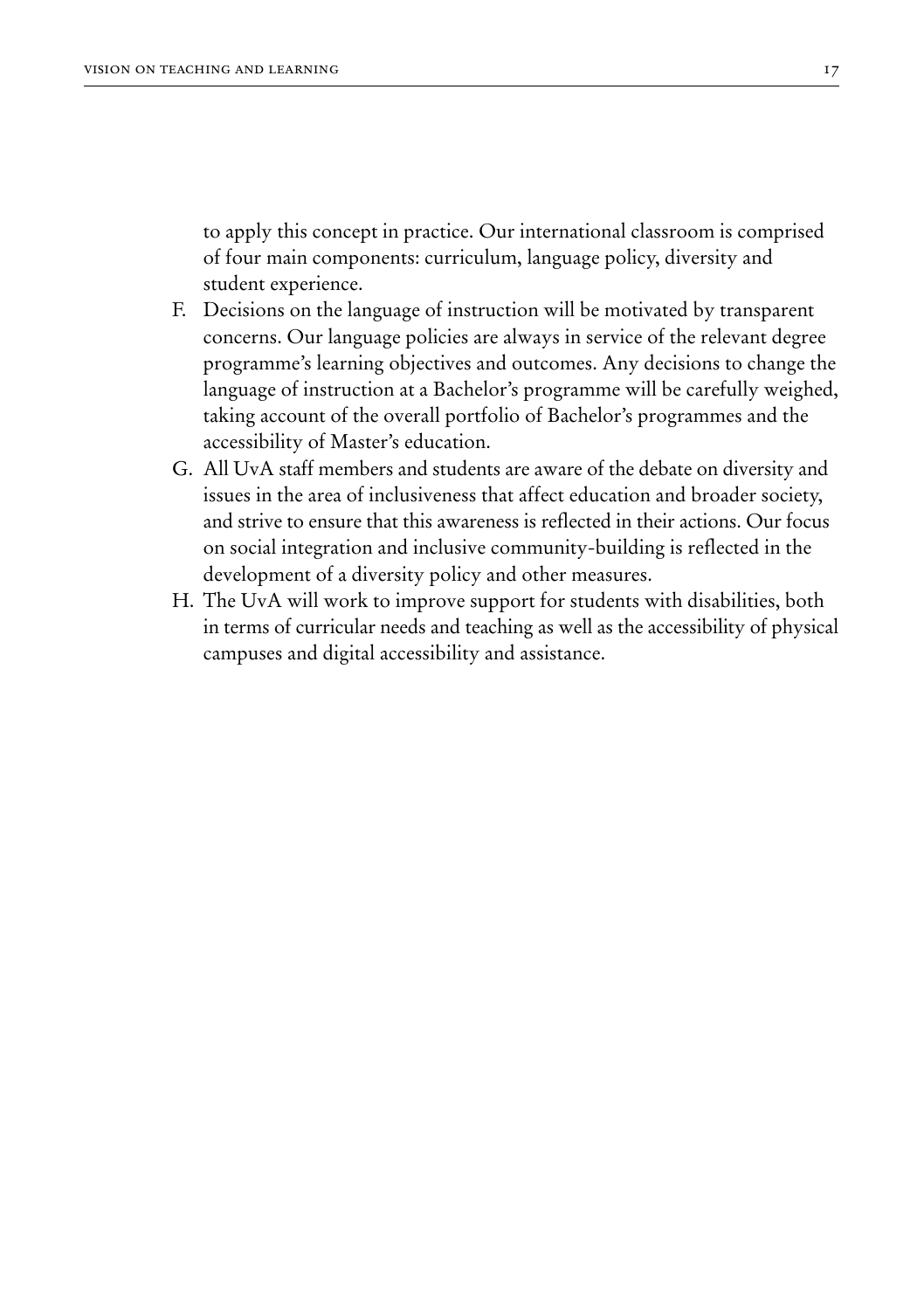to apply this concept in practice. Our international classroom is comprised of four main components: curriculum, language policy, diversity and student experience.

F. Decisions on the language of instruction will be motivated by transparent concerns. Our language policies are always in service of the relevant degree programme's learning objectives and outcomes. Any decisions to change the language of instruction at a Bachelor's programme will be carefully weighed, taking account of the overall portfolio of Bachelor's programmes and the accessibility of Master's education.
G. All UvA staff members and students are aware of the debate on diversity and issues in the area of inclusiveness that affect education and broader society, and strive to ensure that this awareness is reflected in their actions. Our focus on social integration and inclusive community-building is reflected in the development of a diversity policy and other measures.
H. The UvA will work to improve support for students with disabilities, both in terms of curricular needs and teaching as well as the accessibility of physical campuses and digital accessibility and assistance.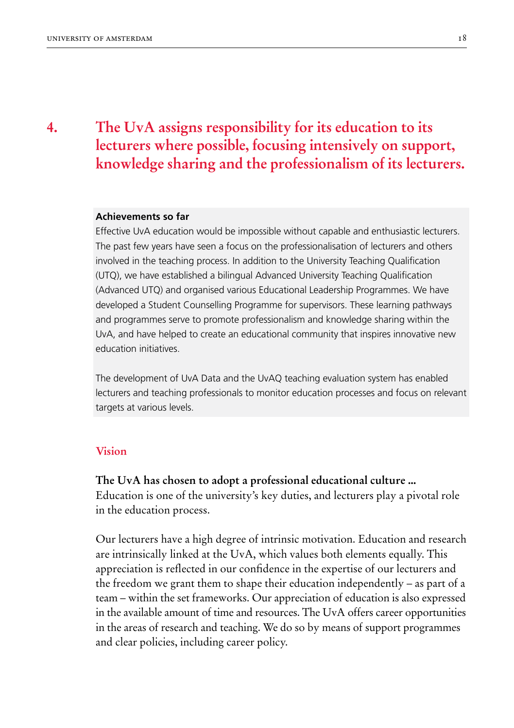# 4. The UvA assigns responsibility for its education to its lecturers where possible, focusing intensively on support, knowledge sharing and the professionalism of its lecturers.

**Achievements so far**

Effective UvA education would be impossible without capable and enthusiastic lecturers. The past few years have seen a focus on the professionalisation of lecturers and others involved in the teaching process. In addition to the University Teaching Qualification (UTQ), we have established a bilingual Advanced University Teaching Qualification (Advanced UTQ) and organised various Educational Leadership Programmes. We have developed a Student Counselling Programme for supervisors. These learning pathways and programmes serve to promote professionalism and knowledge sharing within the UvA, and have helped to create an educational community that inspires innovative new education initiatives.

The development of UvA Data and the UvAQ teaching evaluation system has enabled lecturers and teaching professionals to monitor education processes and focus on relevant targets at various levels.

## Vision

**The UvA has chosen to adopt a professional educational culture ...**

Education is one of the university's key duties, and lecturers play a pivotal role in the education process.

Our lecturers have a high degree of intrinsic motivation. Education and research are intrinsically linked at the UvA, which values both elements equally. This appreciation is reflected in our confidence in the expertise of our lecturers and the freedom we grant them to shape their education independently – as part of a team – within the set frameworks. Our appreciation of education is also expressed in the available amount of time and resources. The UvA offers career opportunities in the areas of research and teaching. We do so by means of support programmes and clear policies, including career policy.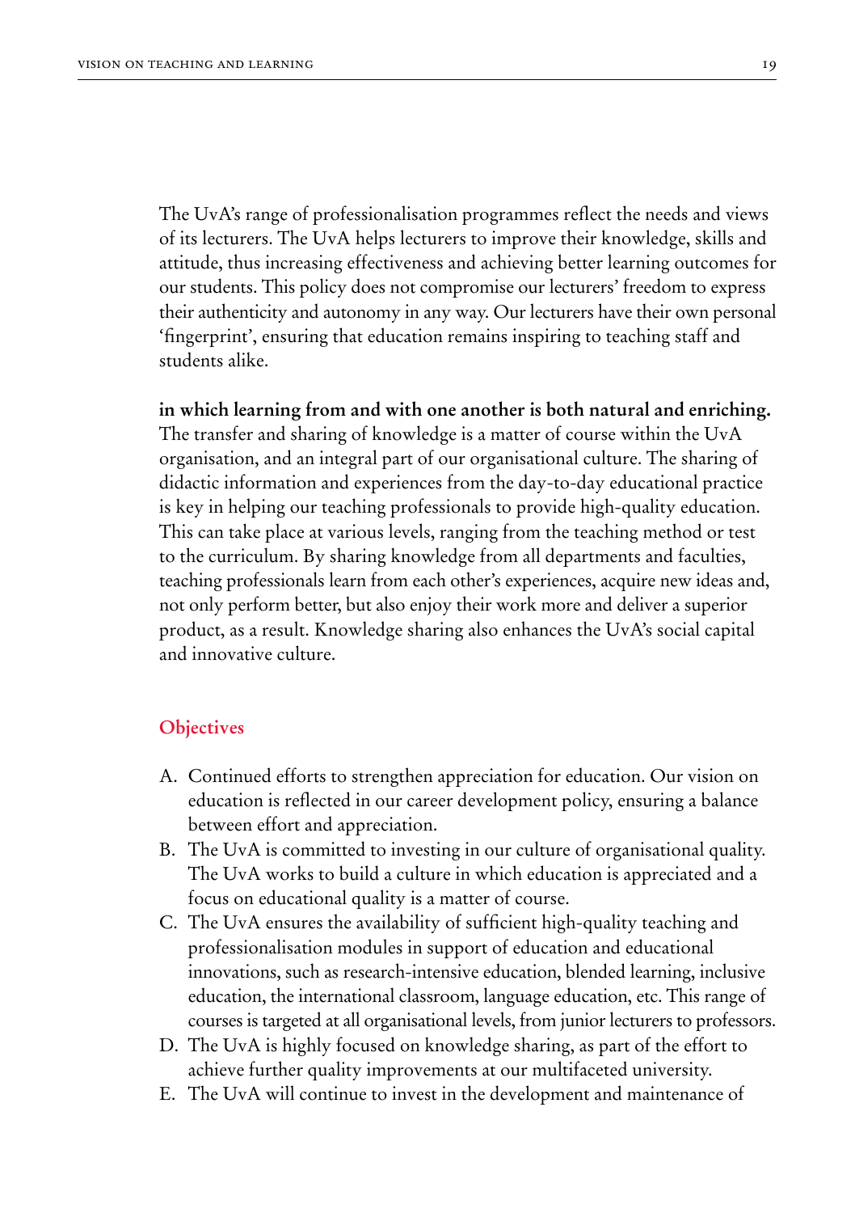The UvA's range of professionalisation programmes reflect the needs and views of its lecturers. The UvA helps lecturers to improve their knowledge, skills and attitude, thus increasing effectiveness and achieving better learning outcomes for our students. This policy does not compromise our lecturers' freedom to express their authenticity and autonomy in any way. Our lecturers have their own personal 'fingerprint', ensuring that education remains inspiring to teaching staff and students alike.

**in which learning from and with one another is both natural and enriching.** The transfer and sharing of knowledge is a matter of course within the UvA organisation, and an integral part of our organisational culture. The sharing of didactic information and experiences from the day-to-day educational practice is key in helping our teaching professionals to provide high-quality education. This can take place at various levels, ranging from the teaching method or test to the curriculum. By sharing knowledge from all departments and faculties, teaching professionals learn from each other's experiences, acquire new ideas and, not only perform better, but also enjoy their work more and deliver a superior product, as a result. Knowledge sharing also enhances the UvA's social capital and innovative culture.

## Objectives

A. Continued efforts to strengthen appreciation for education. Our vision on education is reflected in our career development policy, ensuring a balance between effort and appreciation.
B. The UvA is committed to investing in our culture of organisational quality. The UvA works to build a culture in which education is appreciated and a focus on educational quality is a matter of course.
C. The UvA ensures the availability of sufficient high-quality teaching and professionalisation modules in support of education and educational innovations, such as research-intensive education, blended learning, inclusive education, the international classroom, language education, etc. This range of courses is targeted at all organisational levels, from junior lecturers to professors.
D. The UvA is highly focused on knowledge sharing, as part of the effort to achieve further quality improvements at our multifaceted university.
E. The UvA will continue to invest in the development and maintenance of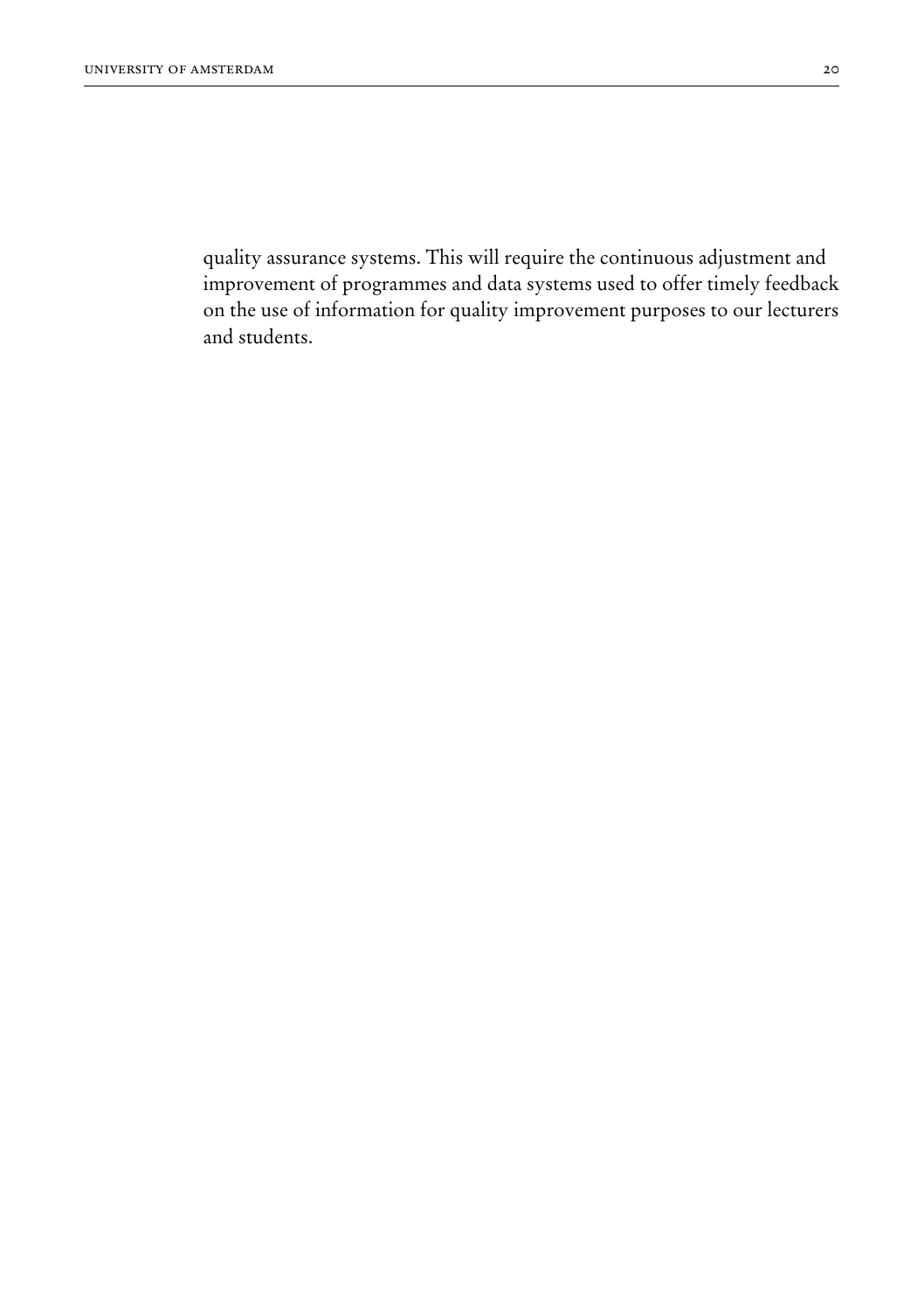quality assurance systems. This will require the continuous adjustment and improvement of programmes and data systems used to offer timely feedback on the use of information for quality improvement purposes to our lecturers and students.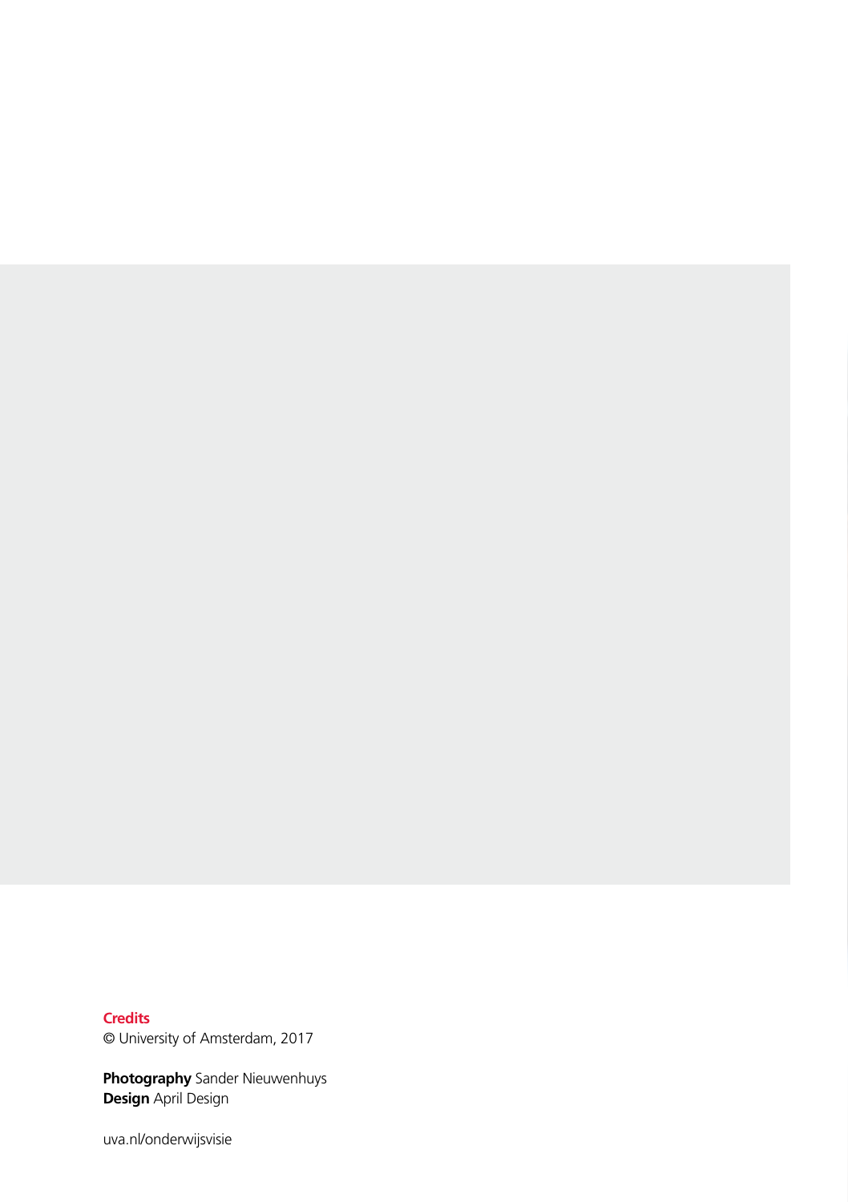**Credits**
© University of Amsterdam, 2017

**Photography** Sander Nieuwenhuys
**Design** April Design

uva.nl/onderwijsvisie